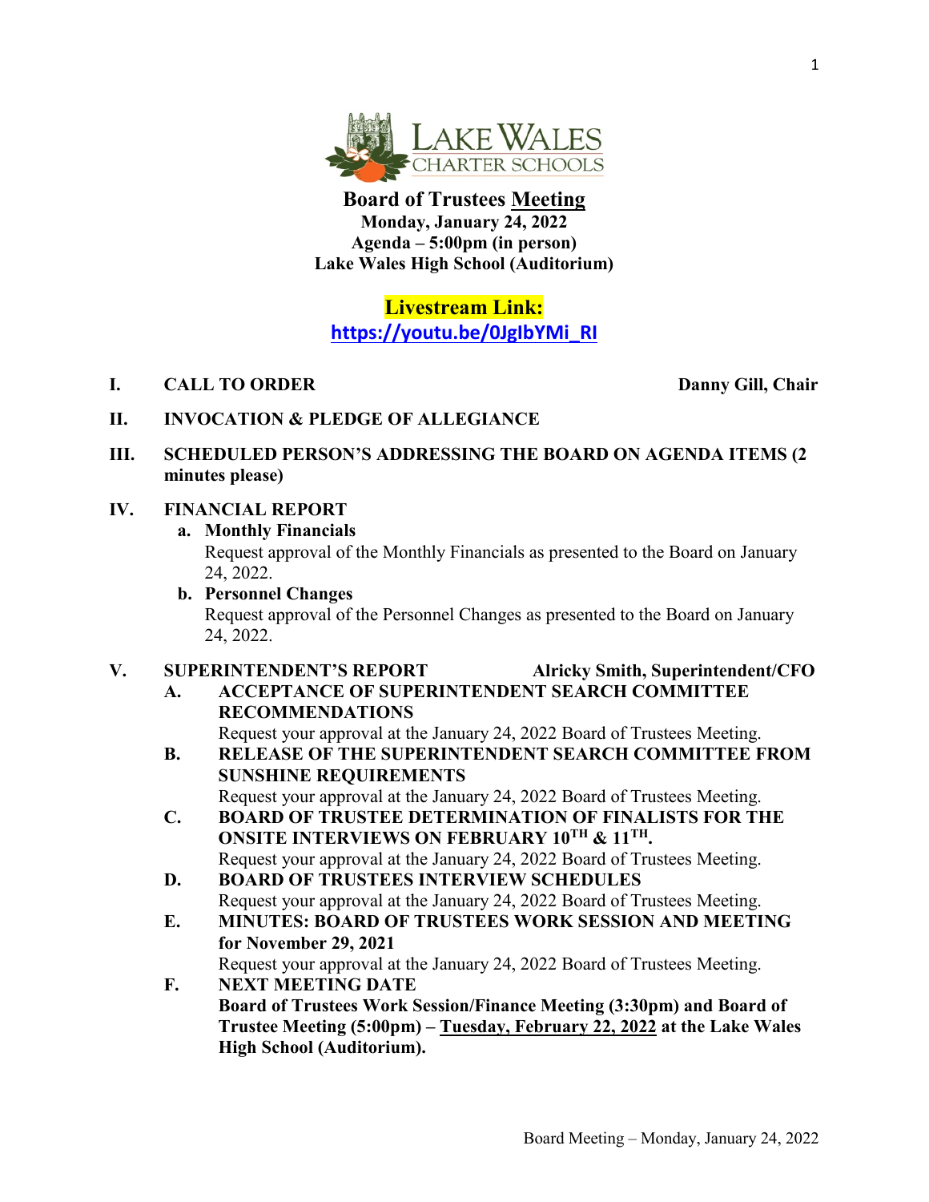LAKE WALES CHARTER SCHOOLS

# Board of Trustees Meeting

**Monday, January 24, 2022**
**Agenda – 5:00pm (in person)**
**Lake Wales High School (Auditorium)**

**Livestream Link:**
**https://youtu.be/0JgIbYMi_RI**

**I. CALL TO ORDER** **Danny Gill, Chair**

**II. INVOCATION & PLEDGE OF ALLEGIANCE**

**III. SCHEDULED PERSON'S ADDRESSING THE BOARD ON AGENDA ITEMS (2 minutes please)**

**IV. FINANCIAL REPORT**

- **a. Monthly Financials**
  Request approval of the Monthly Financials as presented to the Board on January 24, 2022.
- **b. Personnel Changes**
  Request approval of the Personnel Changes as presented to the Board on January 24, 2022.

**V. SUPERINTENDENT'S REPORT** **Alricky Smith, Superintendent/CFO**

- **A. ACCEPTANCE OF SUPERINTENDENT SEARCH COMMITTEE RECOMMENDATIONS**
  Request your approval at the January 24, 2022 Board of Trustees Meeting.
- **B. RELEASE OF THE SUPERINTENDENT SEARCH COMMITTEE FROM SUNSHINE REQUIREMENTS**
  Request your approval at the January 24, 2022 Board of Trustees Meeting.
- **C. BOARD OF TRUSTEE DETERMINATION OF FINALISTS FOR THE ONSITE INTERVIEWS ON FEBRUARY 10TH & 11TH.**
  Request your approval at the January 24, 2022 Board of Trustees Meeting.
- **D. BOARD OF TRUSTEES INTERVIEW SCHEDULES**
  Request your approval at the January 24, 2022 Board of Trustees Meeting.
- **E. MINUTES: BOARD OF TRUSTEES WORK SESSION AND MEETING for November 29, 2021**
  Request your approval at the January 24, 2022 Board of Trustees Meeting.
- **F. NEXT MEETING DATE**
  **Board of Trustees Work Session/Finance Meeting (3:30pm) and Board of Trustee Meeting (5:00pm) – Tuesday, February 22, 2022 at the Lake Wales High School (Auditorium).**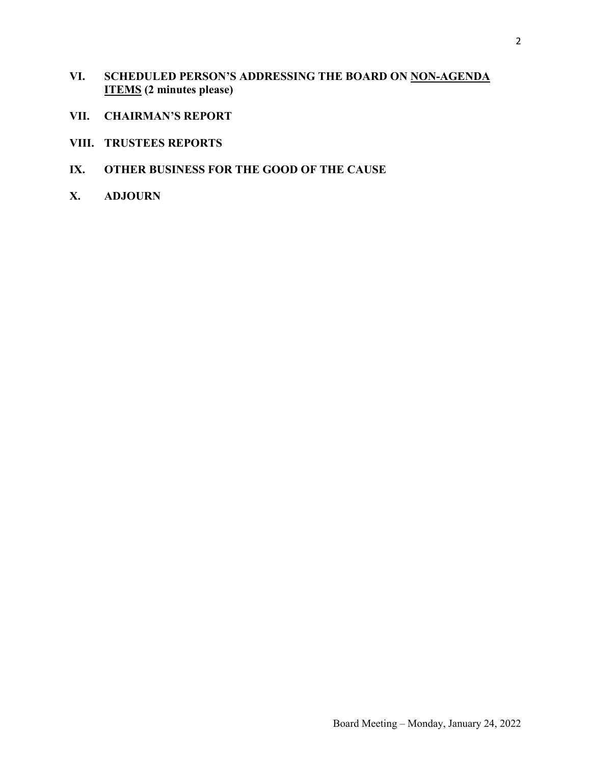**VI. SCHEDULED PERSON'S ADDRESSING THE BOARD ON <u>NON-AGENDA ITEMS</u> (2 minutes please)**

**VII. CHAIRMAN'S REPORT**

**VIII. TRUSTEES REPORTS**

**IX. OTHER BUSINESS FOR THE GOOD OF THE CAUSE**

**X. ADJOURN**